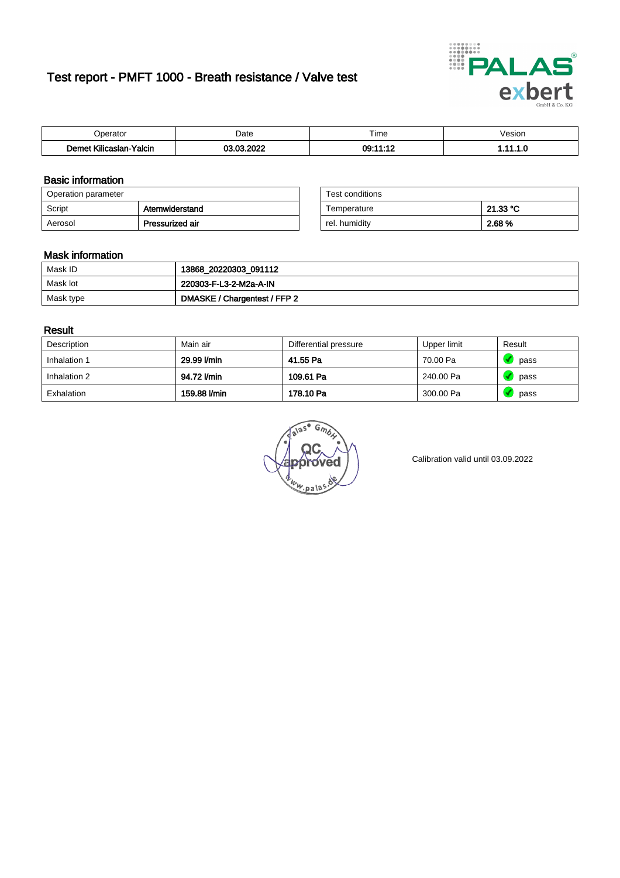# Test report - PMFT 1000 - Breath resistance / Valve test

| Operator | Date | Time | Vesion |
|---|---|---|---|
| **Demet Kilicaslan-Yalcin** | **03.03.2022** | **09:11:12** | **1.11.1.0** |

## Basic information

| Operation parameter | |
|---|---|
| Script | **Atemwiderstand** |
| Aerosol | **Pressurized air** |

| Test conditions | |
|---|---|
| Temperature | **21.33 °C** |
| rel. humidity | **2.68 %** |

## Mask information

| | |
|---|---|
| Mask ID | **13868_20220303_091112** |
| Mask lot | **220303-F-L3-2-M2a-A-IN** |
| Mask type | **DMASKE / Chargentest / FFP 2** |

## Result

| Description | Main air | Differential pressure | Upper limit | Result |
|---|---|---|---|---|
| Inhalation 1 | **29.99 l/min** | **41.55 Pa** | 70.00 Pa | pass |
| Inhalation 2 | **94.72 l/min** | **109.61 Pa** | 240.00 Pa | pass |
| Exhalation | **159.88 l/min** | **178.10 Pa** | 300.00 Pa | pass |

Calibration valid until 03.09.2022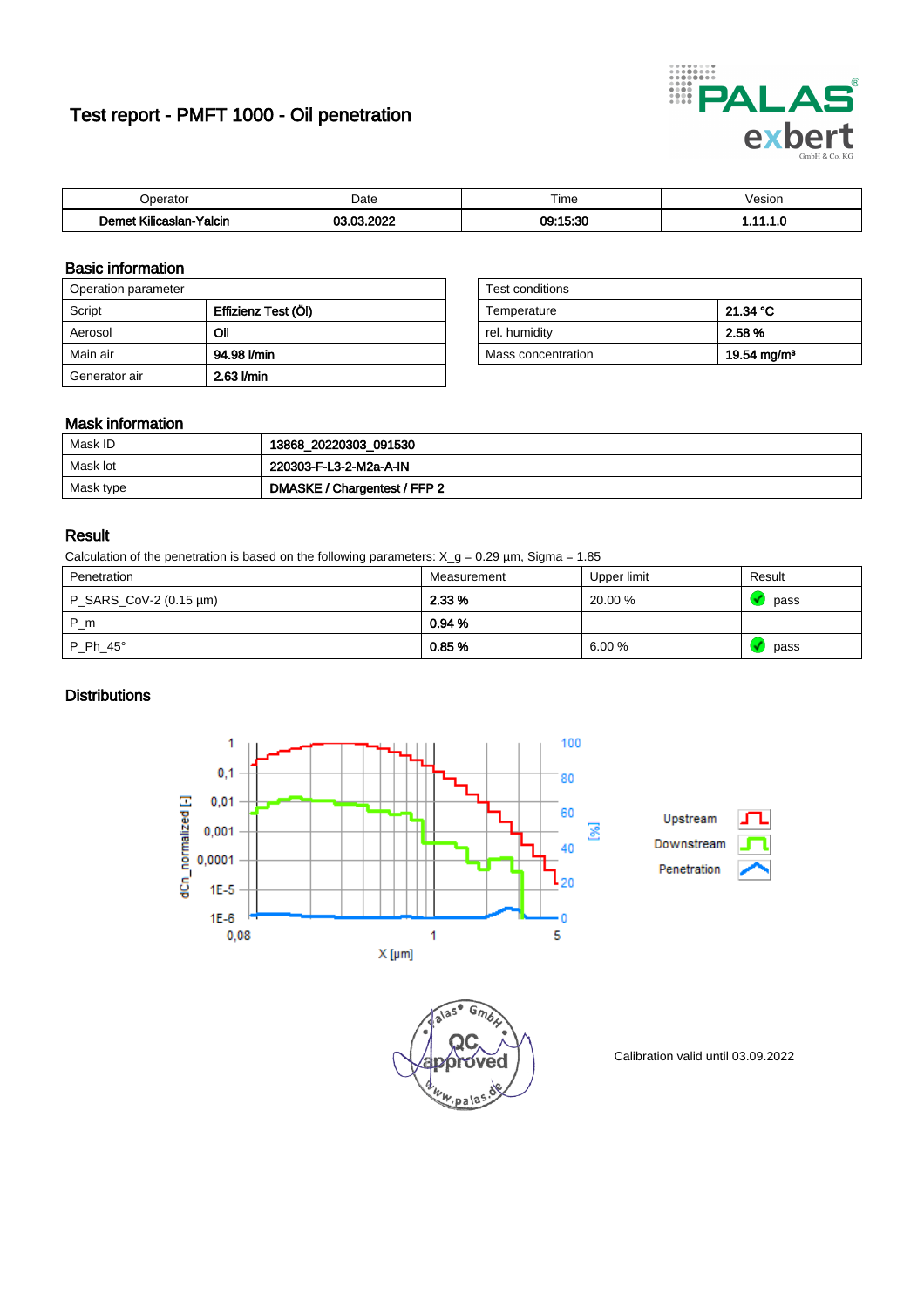# Test report - PMFT 1000 - Oil penetration

PALAS exbert GmbH & Co. KG

| Operator | Date | Time | Vesion |
|---|---|---|---|
| **Demet Kilicaslan-Yalcin** | **03.03.2022** | **09:15:30** | **1.11.1.0** |

## Basic information

| Operation parameter | |
|---|---|
| Script | **Effizienz Test (Öl)** |
| Aerosol | **Oil** |
| Main air | **94.98 l/min** |
| Generator air | **2.63 l/min** |

| Test conditions | |
|---|---|
| Temperature | **21.34 °C** |
| rel. humidity | **2.58 %** |
| Mass concentration | **19.54 mg/m³** |

## Mask information

| | |
|---|---|
| Mask ID | **13868_20220303_091530** |
| Mask lot | **220303-F-L3-2-M2a-A-IN** |
| Mask type | **DMASKE / Chargentest / FFP 2** |

## Result

Calculation of the penetration is based on the following parameters: $X_g$ = 0.29 µm, Sigma = 1.85

| Penetration | Measurement | Upper limit | Result |
|---|---|---|---|
| P_SARS_CoV-2 (0.15 µm) | **2.33 %** | 20.00 % | pass |
| P_m | **0.94 %** | | |
| P_Ph_45° | **0.85 %** | 6.00 % | pass |

## Distributions

dCn_normalized [-]
1
0,1
0,01
0,001
0,0001
1E-5
1E-6
0,08
1
5
X [µm]
[%]
100
80
60
40
20
0
Upstream
Downstream
Penetration

Palas® GmbH QC approved www.palas.de

Calibration valid until 03.09.2022